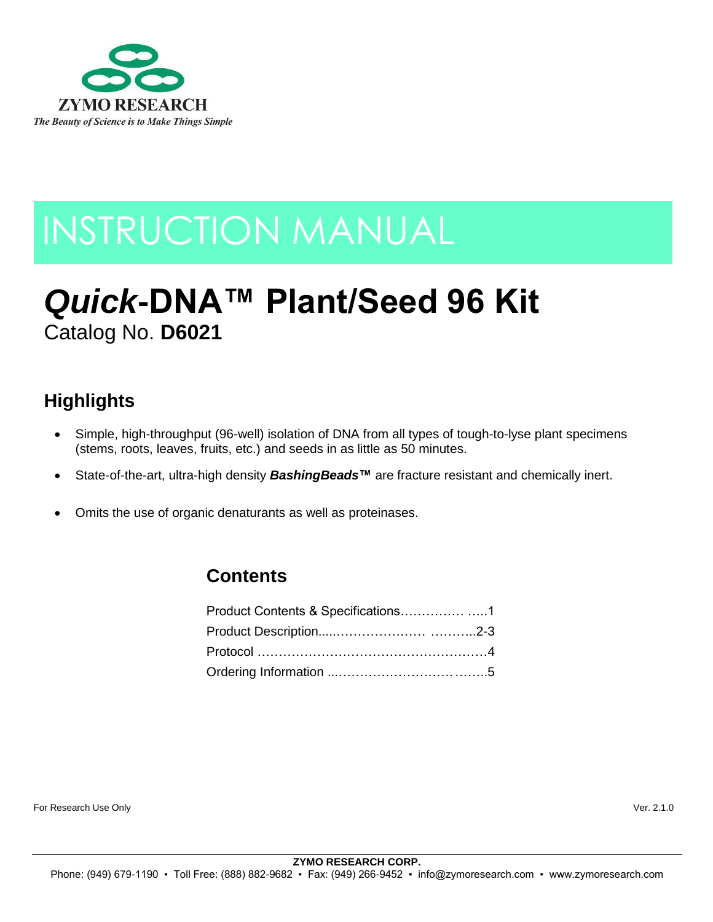ZYMO RESEARCH

*The Beauty of Science is to Make Things Simple*

# INSTRUCTION MANUAL

# *Quick*-DNA™ Plant/Seed 96 Kit

Catalog No. **D6021**

## Highlights

- Simple, high-throughput (96-well) isolation of DNA from all types of tough-to-lyse plant specimens (stems, roots, leaves, fruits, etc.) and seeds in as little as 50 minutes.
- State-of-the-art, ultra-high density ***BashingBeads™*** are fracture resistant and chemically inert.
- Omits the use of organic denaturants as well as proteinases.

## Contents

Product Contents & Specifications…………… …..1
Product Description.....………………… ………..2-3
Protocol ………………………………………………4
Ordering Information ...……………………………...5

For Research Use Only

Ver. 2.1.0

**ZYMO RESEARCH CORP.**
Phone: (949) 679-1190 ▪ Toll Free: (888) 882-9682 ▪ Fax: (949) 266-9452 ▪ info@zymoresearch.com ▪ www.zymoresearch.com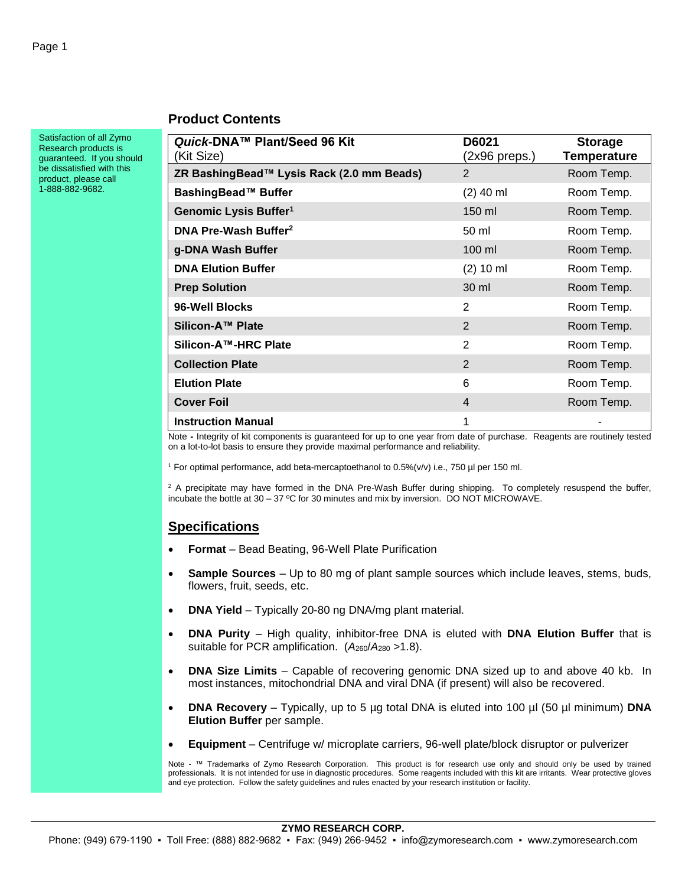Satisfaction of all Zymo Research products is guaranteed. If you should be dissatisfied with this product, please call 1-888-882-9682.

## Product Contents

| ***Quick*-DNA™ Plant/Seed 96 Kit** (Kit Size) | **D6021** (2x96 preps.) | **Storage Temperature** |
|---|---|---|
| **ZR BashingBead™ Lysis Rack (2.0 mm Beads)** | 2 | Room Temp. |
| **BashingBead™ Buffer** | (2) 40 ml | Room Temp. |
| **Genomic Lysis Buffer**[1] | 150 ml | Room Temp. |
| **DNA Pre-Wash Buffer**[2] | 50 ml | Room Temp. |
| **g-DNA Wash Buffer** | 100 ml | Room Temp. |
| **DNA Elution Buffer** | (2) 10 ml | Room Temp. |
| **Prep Solution** | 30 ml | Room Temp. |
| **96-Well Blocks** | 2 | Room Temp. |
| **Silicon-A™ Plate** | 2 | Room Temp. |
| **Silicon-A™-HRC Plate** | 2 | Room Temp. |
| **Collection Plate** | 2 | Room Temp. |
| **Elution Plate** | 6 | Room Temp. |
| **Cover Foil** | 4 | Room Temp. |
| **Instruction Manual** | 1 | - |

Note - Integrity of kit components is guaranteed for up to one year from date of purchase. Reagents are routinely tested on a lot-to-lot basis to ensure they provide maximal performance and reliability.

[1] For optimal performance, add beta-mercaptoethanol to 0.5%(v/v) i.e., 750 µl per 150 ml.

[2] A precipitate may have formed in the DNA Pre-Wash Buffer during shipping. To completely resuspend the buffer, incubate the bottle at 30 – 37 ºC for 30 minutes and mix by inversion. DO NOT MICROWAVE.

## Specifications

- **Format** – Bead Beating, 96-Well Plate Purification
- **Sample Sources** – Up to 80 mg of plant sample sources which include leaves, stems, buds, flowers, fruit, seeds, etc.
- **DNA Yield** – Typically 20-80 ng DNA/mg plant material.
- **DNA Purity** – High quality, inhibitor-free DNA is eluted with **DNA Elution Buffer** that is suitable for PCR amplification. ($A_{260}/A_{280}$ >1.8).
- **DNA Size Limits** – Capable of recovering genomic DNA sized up to and above 40 kb. In most instances, mitochondrial DNA and viral DNA (if present) will also be recovered.
- **DNA Recovery** – Typically, up to 5 µg total DNA is eluted into 100 µl (50 µl minimum) **DNA Elution Buffer** per sample.
- **Equipment** – Centrifuge w/ microplate carriers, 96-well plate/block disruptor or pulverizer

Note - ™ Trademarks of Zymo Research Corporation. This product is for research use only and should only be used by trained professionals. It is not intended for use in diagnostic procedures. Some reagents included with this kit are irritants. Wear protective gloves and eye protection. Follow the safety guidelines and rules enacted by your research institution or facility.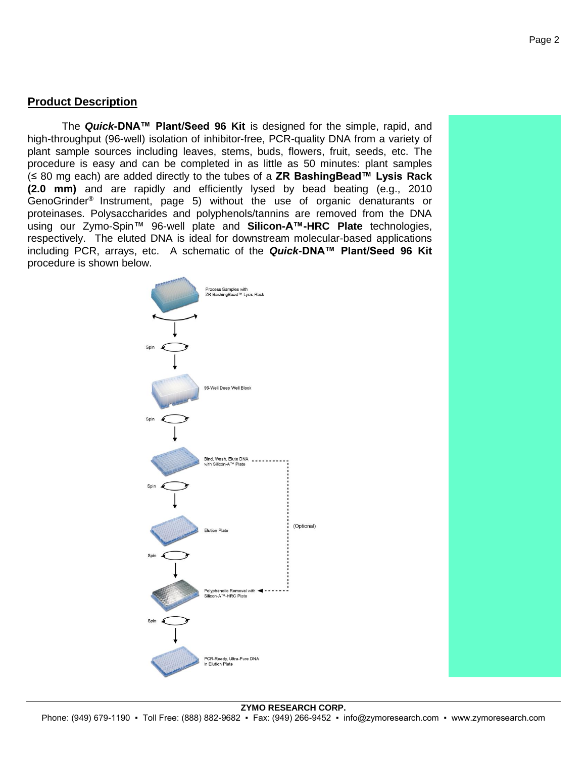## Product Description

The ***Quick*-DNA™ Plant/Seed 96 Kit** is designed for the simple, rapid, and high-throughput (96-well) isolation of inhibitor-free, PCR-quality DNA from a variety of plant sample sources including leaves, stems, buds, flowers, fruit, seeds, etc. The procedure is easy and can be completed in as little as 50 minutes: plant samples (≤ 80 mg each) are added directly to the tubes of a **ZR BashingBead™ Lysis Rack (2.0 mm)** and are rapidly and efficiently lysed by bead beating (e.g., 2010 GenoGrinder® Instrument, page 5) without the use of organic denaturants or proteinases. Polysaccharides and polyphenols/tannins are removed from the DNA using our Zymo-Spin™ 96-well plate and **Silicon-A™-HRC Plate** technologies, respectively. The eluted DNA is ideal for downstream molecular-based applications including PCR, arrays, etc. A schematic of the ***Quick*-DNA™ Plant/Seed 96 Kit** procedure is shown below.

Process Samples with ZR BashingBead™ Lysis Rack

Spin

96-Well Deep Well Block

Spin

Bind, Wash, Elute DNA with Silicon-A™ Plate

Spin

Elution Plate

(Optional)

Spin

Polyphenolic Removal with Silicon-A™-HRC Plate

Spin

PCR-Ready, Ultra-Pure DNA in Elution Plate

**ZYMO RESEARCH CORP.**

Phone: (949) 679-1190 ▪ Toll Free: (888) 882-9682 ▪ Fax: (949) 266-9452 ▪ info@zymoresearch.com ▪ www.zymoresearch.com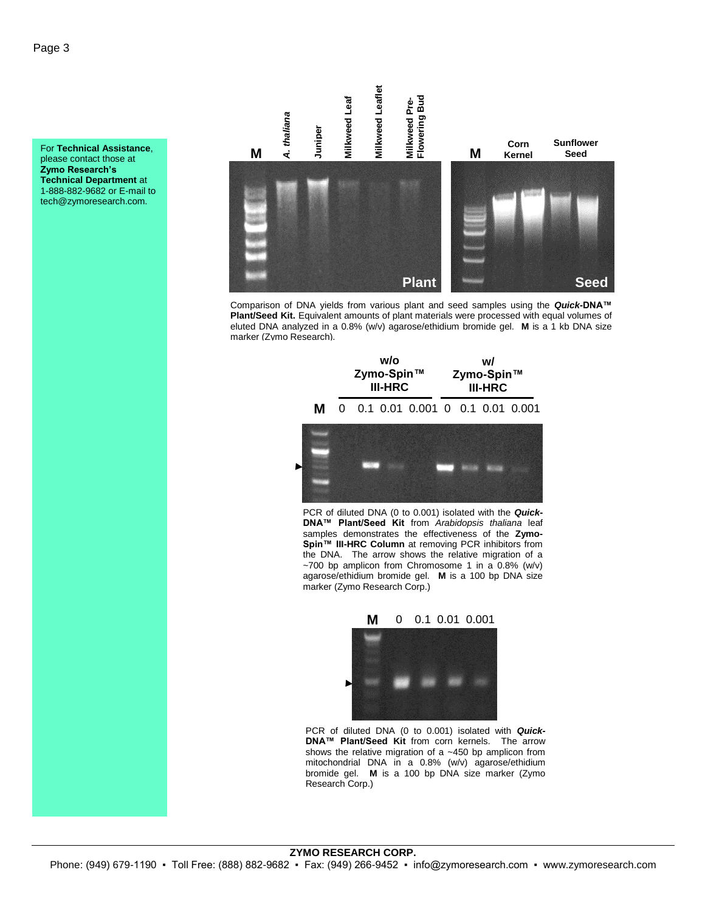For **Technical Assistance**, please contact those at **Zymo Research's Technical Department** at 1-888-882-9682 or E-mail to tech@zymoresearch.com.

M | *A. thaliana* | Juniper | Milkweed Leaf | Milkweed Leaflet | Milkweed Pre-Flowering Bud

Plant

M | Corn Kernel | Sunflower Seed

Seed

Comparison of DNA yields from various plant and seed samples using the ***Quick*-DNA™ Plant/Seed Kit.** Equivalent amounts of plant materials were processed with equal volumes of eluted DNA analyzed in a 0.8% (w/v) agarose/ethidium bromide gel. **M** is a 1 kb DNA size marker (Zymo Research).

**w/o Zymo-Spin™ III-HRC** | **w/ Zymo-Spin™ III-HRC**

**M** 0 0.1 0.01 0.001 0 0.1 0.01 0.001

PCR of diluted DNA (0 to 0.001) isolated with the ***Quick*-DNA™ Plant/Seed Kit** from *Arabidopsis thaliana* leaf samples demonstrates the effectiveness of the **Zymo-Spin™ III-HRC Column** at removing PCR inhibitors from the DNA. The arrow shows the relative migration of a ~700 bp amplicon from Chromosome 1 in a 0.8% (w/v) agarose/ethidium bromide gel. **M** is a 100 bp DNA size marker (Zymo Research Corp.)

**M** 0 0.1 0.01 0.001

PCR of diluted DNA (0 to 0.001) isolated with ***Quick*-DNA™ Plant/Seed Kit** from corn kernels. The arrow shows the relative migration of a ~450 bp amplicon from mitochondrial DNA in a 0.8% (w/v) agarose/ethidium bromide gel. **M** is a 100 bp DNA size marker (Zymo Research Corp.)

**ZYMO RESEARCH CORP.**
Phone: (949) 679-1190 ▪ Toll Free: (888) 882-9682 ▪ Fax: (949) 266-9452 ▪ info@zymoresearch.com ▪ www.zymoresearch.com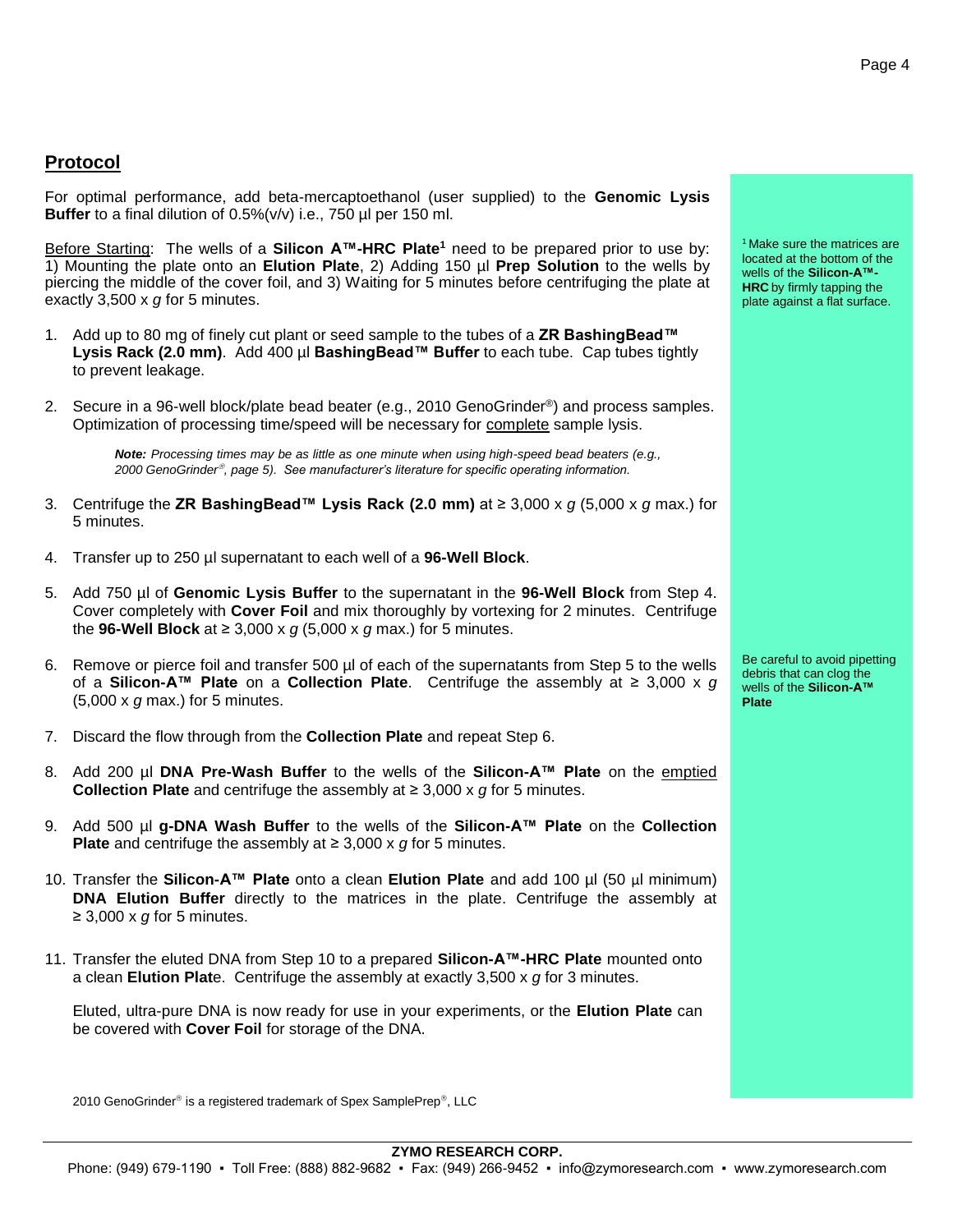## Protocol

For optimal performance, add beta-mercaptoethanol (user supplied) to the **Genomic Lysis Buffer** to a final dilution of 0.5%(v/v) i.e., 750 µl per 150 ml.

Before Starting: The wells of a **Silicon A™-HRC Plate**[1] need to be prepared prior to use by: 1) Mounting the plate onto an **Elution Plate**, 2) Adding 150 µl **Prep Solution** to the wells by piercing the middle of the cover foil, and 3) Waiting for 5 minutes before centrifuging the plate at exactly 3,500 x *g* for 5 minutes.

[1] Make sure the matrices are located at the bottom of the wells of the **Silicon-A™-HRC** by firmly tapping the plate against a flat surface.

1. Add up to 80 mg of finely cut plant or seed sample to the tubes of a **ZR BashingBead™ Lysis Rack (2.0 mm)**. Add 400 µl **BashingBead™ Buffer** to each tube. Cap tubes tightly to prevent leakage.

2. Secure in a 96-well block/plate bead beater (e.g., 2010 GenoGrinder®) and process samples. Optimization of processing time/speed will be necessary for complete sample lysis.

   ***Note:*** *Processing times may be as little as one minute when using high-speed bead beaters (e.g., 2000 GenoGrinder®, page 5). See manufacturer's literature for specific operating information.*

3. Centrifuge the **ZR BashingBead™ Lysis Rack (2.0 mm)** at ≥ 3,000 x *g* (5,000 x *g* max.) for 5 minutes.

4. Transfer up to 250 µl supernatant to each well of a **96-Well Block**.

5. Add 750 µl of **Genomic Lysis Buffer** to the supernatant in the **96-Well Block** from Step 4. Cover completely with **Cover Foil** and mix thoroughly by vortexing for 2 minutes. Centrifuge the **96-Well Block** at ≥ 3,000 x *g* (5,000 x *g* max.) for 5 minutes.

6. Remove or pierce foil and transfer 500 µl of each of the supernatants from Step 5 to the wells of a **Silicon-A™ Plate** on a **Collection Plate**. Centrifuge the assembly at ≥ 3,000 x *g* (5,000 x *g* max.) for 5 minutes.

   Be careful to avoid pipetting debris that can clog the wells of the **Silicon-A™ Plate**

7. Discard the flow through from the **Collection Plate** and repeat Step 6.

8. Add 200 µl **DNA Pre-Wash Buffer** to the wells of the **Silicon-A™ Plate** on the emptied **Collection Plate** and centrifuge the assembly at ≥ 3,000 x *g* for 5 minutes.

9. Add 500 µl **g-DNA Wash Buffer** to the wells of the **Silicon-A™ Plate** on the **Collection Plate** and centrifuge the assembly at ≥ 3,000 x *g* for 5 minutes.

10. Transfer the **Silicon-A™ Plate** onto a clean **Elution Plate** and add 100 µl (50 µl minimum) **DNA Elution Buffer** directly to the matrices in the plate. Centrifuge the assembly at ≥ 3,000 x *g* for 5 minutes.

11. Transfer the eluted DNA from Step 10 to a prepared **Silicon-A™-HRC Plate** mounted onto a clean **Elution Plat**e. Centrifuge the assembly at exactly 3,500 x *g* for 3 minutes.

    Eluted, ultra-pure DNA is now ready for use in your experiments, or the **Elution Plate** can be covered with **Cover Foil** for storage of the DNA.

2010 GenoGrinder® is a registered trademark of Spex SamplePrep®, LLC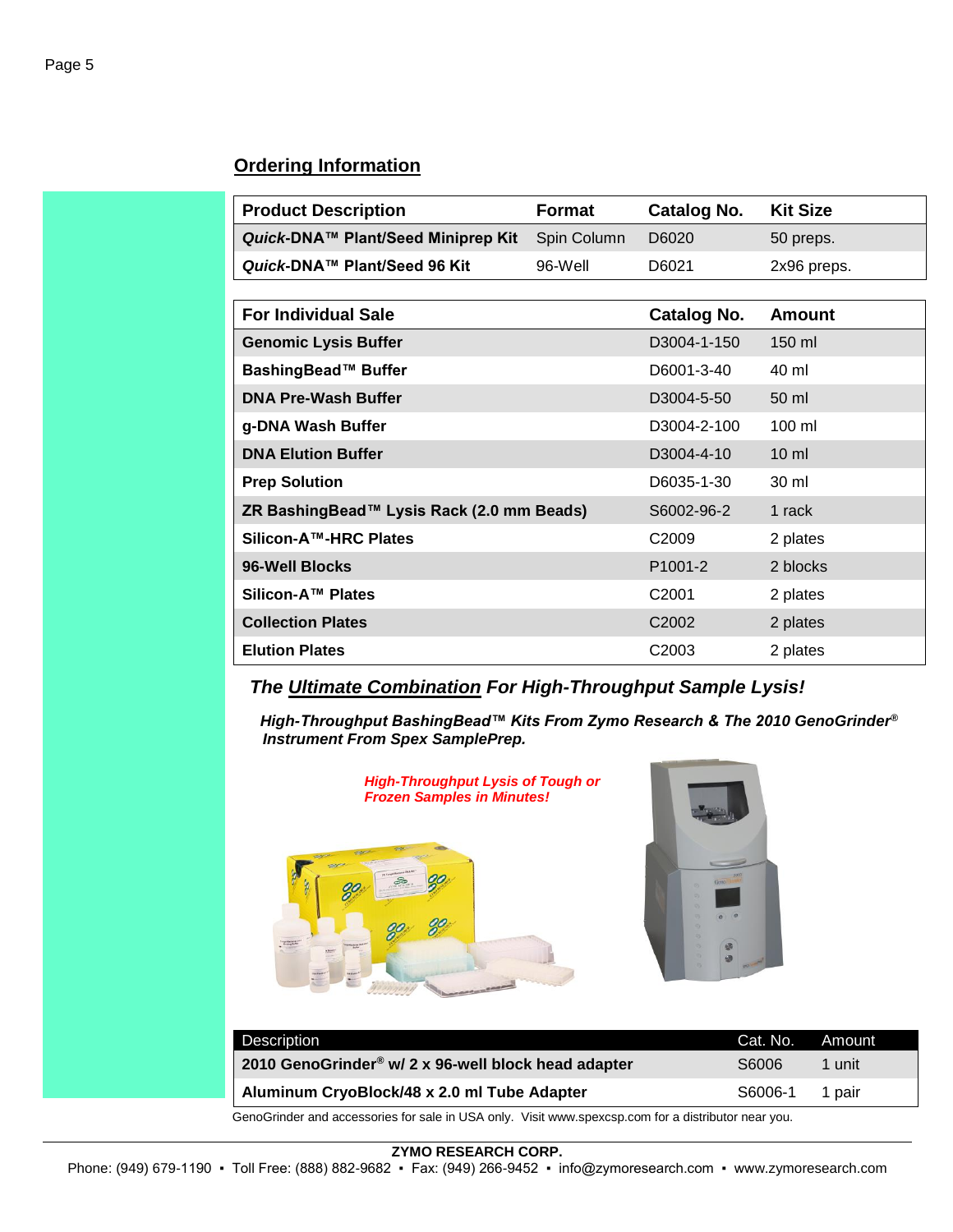## Ordering Information

| Product Description | Format | Catalog No. | Kit Size |
|---|---|---|---|
| ***Quick*-DNA™ Plant/Seed Miniprep Kit** | Spin Column | D6020 | 50 preps. |
| ***Quick*-DNA™ Plant/Seed 96 Kit** | 96-Well | D6021 | 2x96 preps. |

| For Individual Sale | Catalog No. | Amount |
|---|---|---|
| **Genomic Lysis Buffer** | D3004-1-150 | 150 ml |
| **BashingBead™ Buffer** | D6001-3-40 | 40 ml |
| **DNA Pre-Wash Buffer** | D3004-5-50 | 50 ml |
| **g-DNA Wash Buffer** | D3004-2-100 | 100 ml |
| **DNA Elution Buffer** | D3004-4-10 | 10 ml |
| **Prep Solution** | D6035-1-30 | 30 ml |
| **ZR BashingBead™ Lysis Rack (2.0 mm Beads)** | S6002-96-2 | 1 rack |
| **Silicon-A™-HRC Plates** | C2009 | 2 plates |
| **96-Well Blocks** | P1001-2 | 2 blocks |
| **Silicon-A™ Plates** | C2001 | 2 plates |
| **Collection Plates** | C2002 | 2 plates |
| **Elution Plates** | C2003 | 2 plates |

### *The Ultimate Combination For High-Throughput Sample Lysis!*

***High-Throughput BashingBead™ Kits From Zymo Research & The 2010 GenoGrinder® Instrument From Spex SamplePrep.***

***High-Throughput Lysis of Tough or Frozen Samples in Minutes!***

| Description | Cat. No. | Amount |
|---|---|---|
| **2010 GenoGrinder® w/ 2 x 96-well block head adapter** | S6006 | 1 unit |
| **Aluminum CryoBlock/48 x 2.0 ml Tube Adapter** | S6006-1 | 1 pair |

GenoGrinder and accessories for sale in USA only. Visit www.spexcsp.com for a distributor near you.

**ZYMO RESEARCH CORP.**

Phone: (949) 679-1190 ▪ Toll Free: (888) 882-9682 ▪ Fax: (949) 266-9452 ▪ info@zymoresearch.com ▪ www.zymoresearch.com